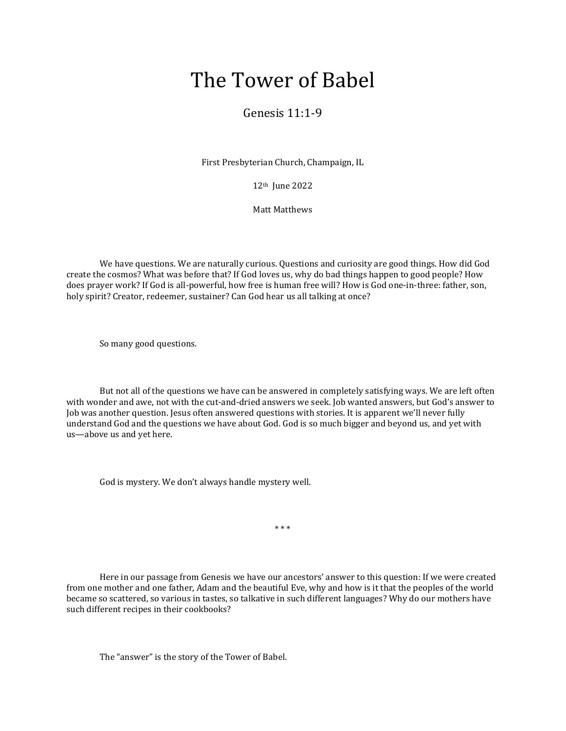# The Tower of Babel

Genesis 11:1-9

First Presbyterian Church, Champaign, IL

12th June 2022

Matt Matthews

We have questions. We are naturally curious. Questions and curiosity are good things. How did God create the cosmos? What was before that? If God loves us, why do bad things happen to good people? How does prayer work? If God is all-powerful, how free is human free will? How is God one-in-three: father, son, holy spirit? Creator, redeemer, sustainer? Can God hear us all talking at once?

So many good questions.

But not all of the questions we have can be answered in completely satisfying ways. We are left often with wonder and awe, not with the cut-and-dried answers we seek. Job wanted answers, but God's answer to Job was another question. Jesus often answered questions with stories. It is apparent we'll never fully understand God and the questions we have about God. God is so much bigger and beyond us, and yet with us—above us and yet here.

God is mystery. We don't always handle mystery well.

\* \* \*

Here in our passage from Genesis we have our ancestors' answer to this question: If we were created from one mother and one father, Adam and the beautiful Eve, why and how is it that the peoples of the world became so scattered, so various in tastes, so talkative in such different languages? Why do our mothers have such different recipes in their cookbooks?

The "answer" is the story of the Tower of Babel.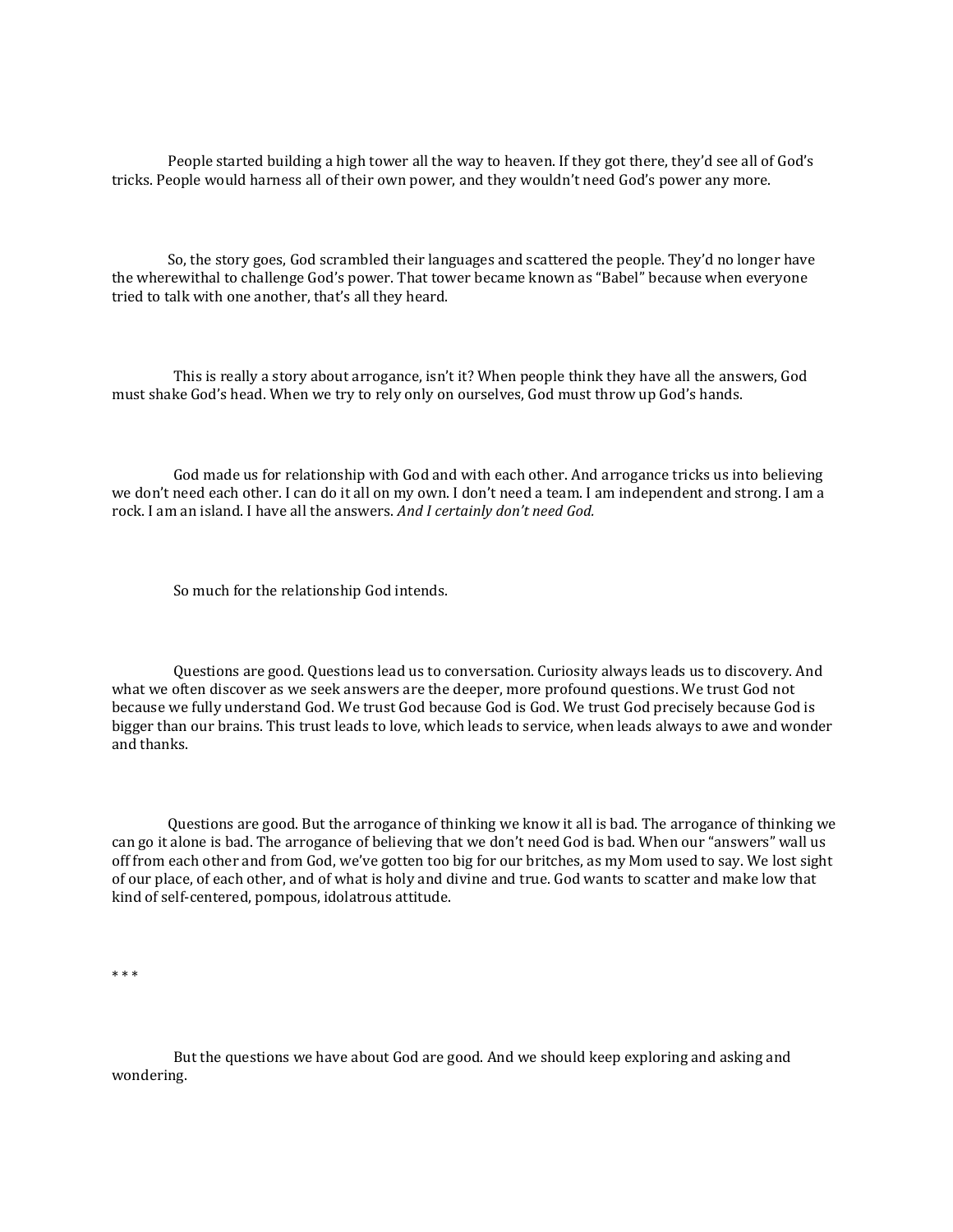People started building a high tower all the way to heaven. If they got there, they'd see all of God's tricks. People would harness all of their own power, and they wouldn't need God's power any more.

So, the story goes, God scrambled their languages and scattered the people. They'd no longer have the wherewithal to challenge God's power. That tower became known as "Babel" because when everyone tried to talk with one another, that's all they heard.

This is really a story about arrogance, isn't it? When people think they have all the answers, God must shake God's head. When we try to rely only on ourselves, God must throw up God's hands.

God made us for relationship with God and with each other. And arrogance tricks us into believing we don't need each other. I can do it all on my own. I don't need a team. I am independent and strong. I am a rock. I am an island. I have all the answers. *And I certainly don't need God.*

So much for the relationship God intends.

Questions are good. Questions lead us to conversation. Curiosity always leads us to discovery. And what we often discover as we seek answers are the deeper, more profound questions. We trust God not because we fully understand God. We trust God because God is God. We trust God precisely because God is bigger than our brains. This trust leads to love, which leads to service, when leads always to awe and wonder and thanks.

Questions are good. But the arrogance of thinking we know it all is bad. The arrogance of thinking we can go it alone is bad. The arrogance of believing that we don't need God is bad. When our "answers" wall us off from each other and from God, we've gotten too big for our britches, as my Mom used to say. We lost sight of our place, of each other, and of what is holy and divine and true. God wants to scatter and make low that kind of self-centered, pompous, idolatrous attitude.

* * *

But the questions we have about God are good. And we should keep exploring and asking and wondering.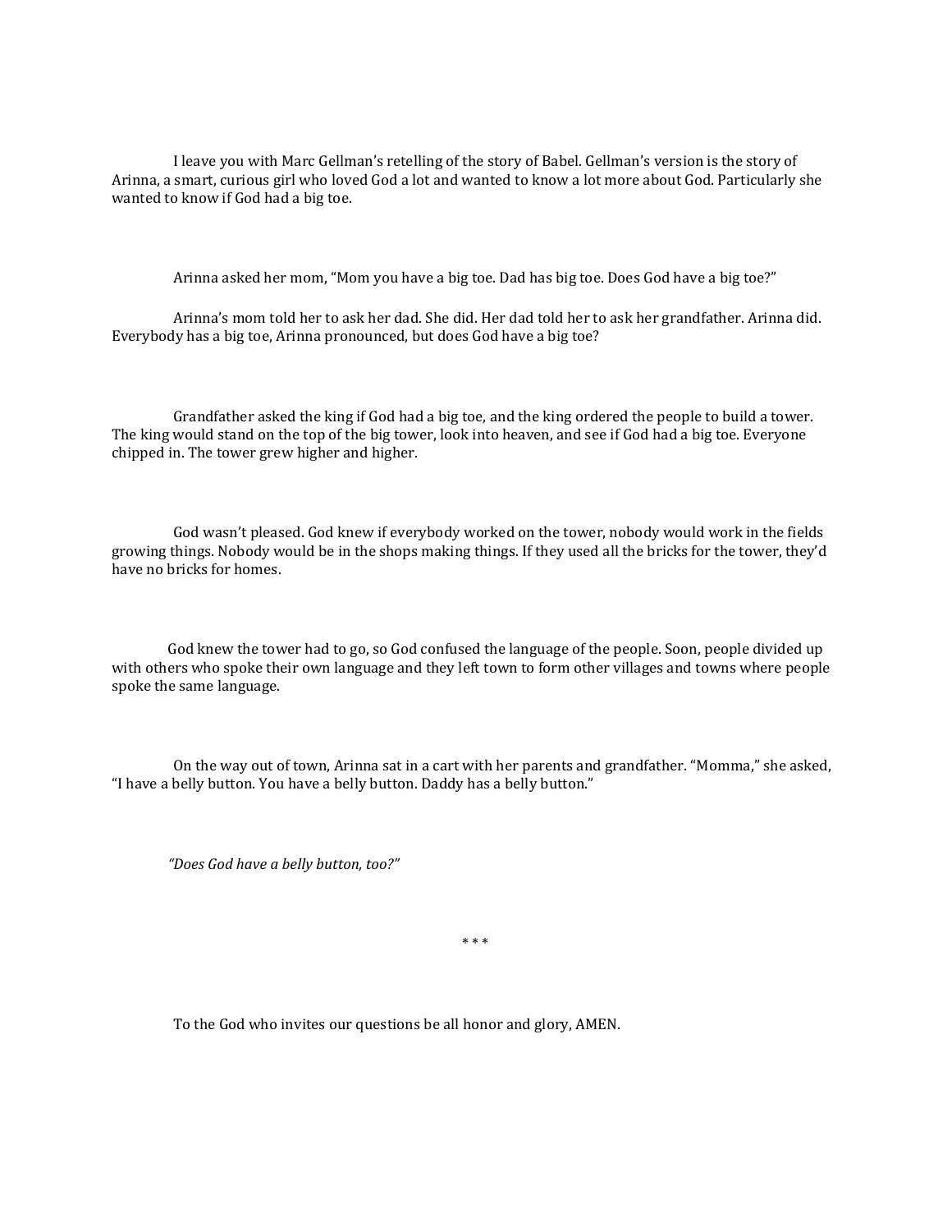I leave you with Marc Gellman's retelling of the story of Babel. Gellman's version is the story of Arinna, a smart, curious girl who loved God a lot and wanted to know a lot more about God. Particularly she wanted to know if God had a big toe.

Arinna asked her mom, "Mom you have a big toe. Dad has big toe. Does God have a big toe?"

Arinna's mom told her to ask her dad. She did. Her dad told her to ask her grandfather. Arinna did. Everybody has a big toe, Arinna pronounced, but does God have a big toe?

Grandfather asked the king if God had a big toe, and the king ordered the people to build a tower. The king would stand on the top of the big tower, look into heaven, and see if God had a big toe. Everyone chipped in. The tower grew higher and higher.

God wasn't pleased. God knew if everybody worked on the tower, nobody would work in the fields growing things. Nobody would be in the shops making things. If they used all the bricks for the tower, they'd have no bricks for homes.

God knew the tower had to go, so God confused the language of the people. Soon, people divided up with others who spoke their own language and they left town to form other villages and towns where people spoke the same language.

On the way out of town, Arinna sat in a cart with her parents and grandfather. "Momma," she asked, "I have a belly button. You have a belly button. Daddy has a belly button."

*"Does God have a belly button, too?"*

<div align="center">* * *</div>

To the God who invites our questions be all honor and glory, AMEN.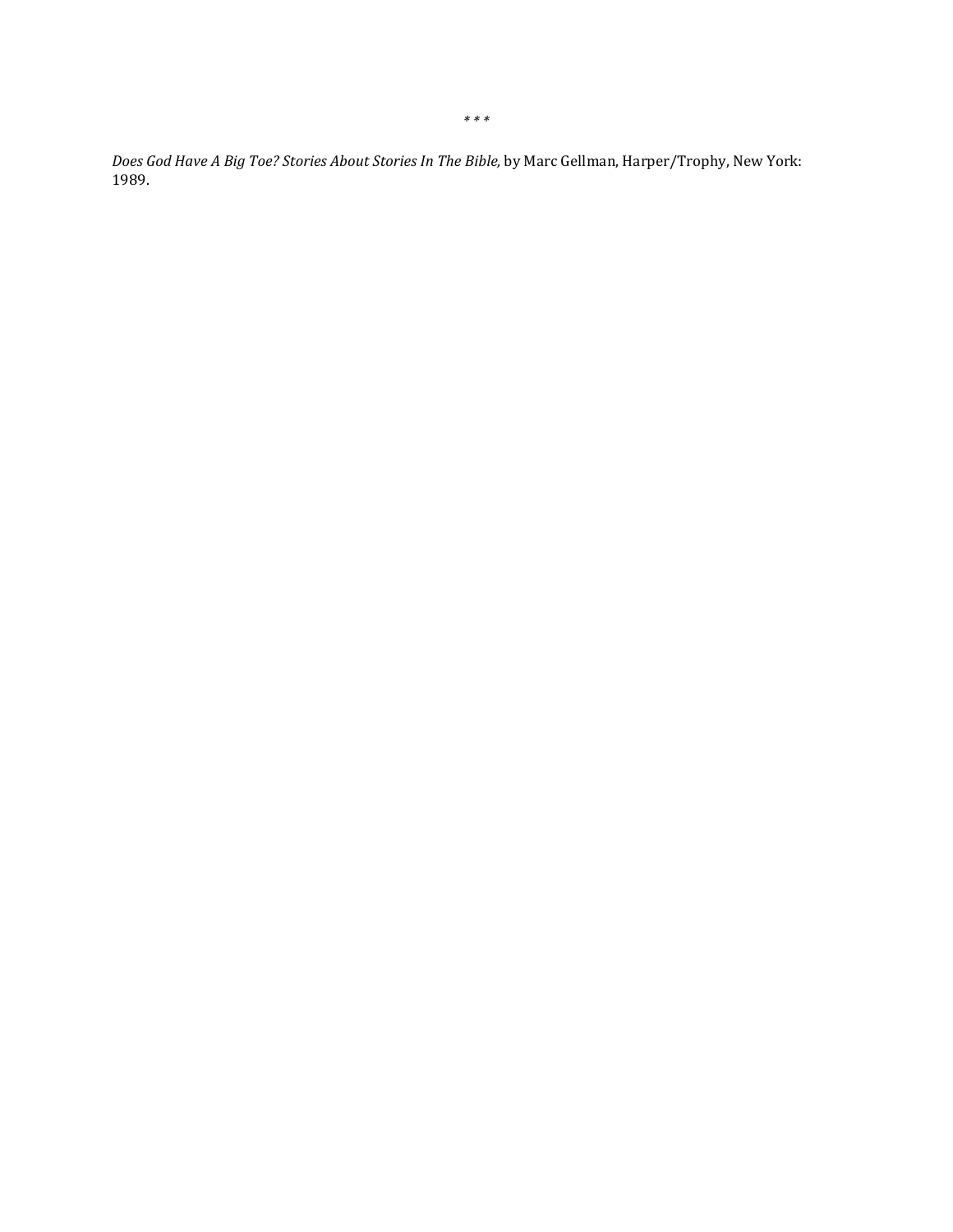*\* \* \**

*Does God Have A Big Toe? Stories About Stories In The Bible,* by Marc Gellman, Harper/Trophy, New York: 1989.